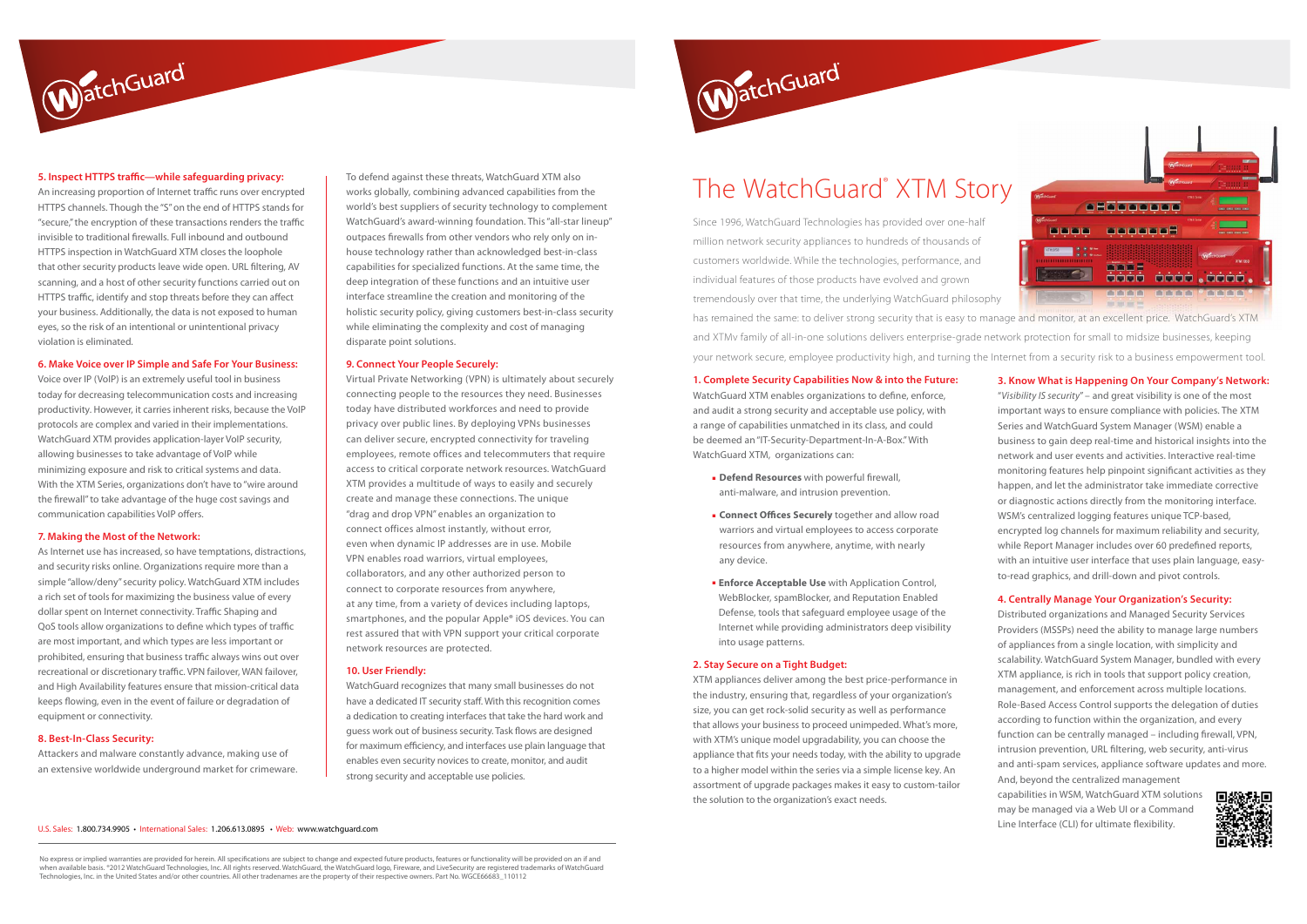# The WatchGuard® XTM Story

Since 1996, WatchGuard Technologies has provided over one-half million network security appliances to hundreds of thousands of customers worldwide. While the technologies, performance, and individual features of those products have evolved and grown tremendously over that time, the underlying WatchGuard philosophy has remained the same: to deliver strong security that is easy to manage and monitor, at an excellent price. WatchGuard's XTM and XTMv family of all-in-one solutions delivers enterprise-grade network protection for small to midsize businesses, keeping your network secure, employee productivity high, and turning the Internet from a security risk to a business empowerment tool.

### 1. Complete Security Capabilities Now & into the Future:

WatchGuard XTM enables organizations to define, enforce, and audit a strong security and acceptable use policy, with a range of capabilities unmatched in its class, and could be deemed an "IT-Security-Department-In-A-Box." With WatchGuard XTM, organizations can:

- **Defend Resources** with powerful firewall, anti-malware, and intrusion prevention.
- **Connect Offices Securely** together and allow road warriors and virtual employees to access corporate resources from anywhere, anytime, with nearly any device.
- **Enforce Acceptable Use** with Application Control, WebBlocker, spamBlocker, and Reputation Enabled Defense, tools that safeguard employee usage of the Internet while providing administrators deep visibility into usage patterns.

### 2. Stay Secure on a Tight Budget:

XTM appliances deliver among the best price-performance in the industry, ensuring that, regardless of your organization's size, you can get rock-solid security as well as performance that allows your business to proceed unimpeded. What's more, with XTM's unique model upgradability, you can choose the appliance that fits your needs today, with the ability to upgrade to a higher model within the series via a simple license key. An assortment of upgrade packages makes it easy to custom-tailor the solution to the organization's exact needs.

### 3. Know What is Happening On Your Company's Network:

"*Visibility IS security*" – and great visibility is one of the most important ways to ensure compliance with policies. The XTM Series and WatchGuard System Manager (WSM) enable a business to gain deep real-time and historical insights into the network and user events and activities. Interactive real-time monitoring features help pinpoint significant activities as they happen, and let the administrator take immediate corrective or diagnostic actions directly from the monitoring interface. WSM's centralized logging features unique TCP-based, encrypted log channels for maximum reliability and security, while Report Manager includes over 60 predefined reports, with an intuitive user interface that uses plain language, easy-to-read graphics, and drill-down and pivot controls.

### 4. Centrally Manage Your Organization's Security:

Distributed organizations and Managed Security Services Providers (MSSPs) need the ability to manage large numbers of appliances from a single location, with simplicity and scalability. WatchGuard System Manager, bundled with every XTM appliance, is rich in tools that support policy creation, management, and enforcement across multiple locations. Role-Based Access Control supports the delegation of duties according to function within the organization, and every function can be centrally managed – including firewall, VPN, intrusion prevention, URL filtering, web security, anti-virus and anti-spam services, appliance software updates and more. And, beyond the centralized management capabilities in WSM, WatchGuard XTM solutions may be managed via a Web UI or a Command Line Interface (CLI) for ultimate flexibility.

### 5. Inspect HTTPS traffic—while safeguarding privacy:

An increasing proportion of Internet traffic runs over encrypted HTTPS channels. Though the "S" on the end of HTTPS stands for "secure," the encryption of these transactions renders the traffic invisible to traditional firewalls. Full inbound and outbound HTTPS inspection in WatchGuard XTM closes the loophole that other security products leave wide open. URL filtering, AV scanning, and a host of other security functions carried out on HTTPS traffic, identify and stop threats before they can affect your business. Additionally, the data is not exposed to human eyes, so the risk of an intentional or unintentional privacy violation is eliminated.

### 6. Make Voice over IP Simple and Safe For Your Business:

Voice over IP (VoIP) is an extremely useful tool in business today for decreasing telecommunication costs and increasing productivity. However, it carries inherent risks, because the VoIP protocols are complex and varied in their implementations. WatchGuard XTM provides application-layer VoIP security, allowing businesses to take advantage of VoIP while minimizing exposure and risk to critical systems and data. With the XTM Series, organizations don't have to "wire around the firewall" to take advantage of the huge cost savings and communication capabilities VoIP offers.

### 7. Making the Most of the Network:

As Internet use has increased, so have temptations, distractions, and security risks online. Organizations require more than a simple "allow/deny" security policy. WatchGuard XTM includes a rich set of tools for maximizing the business value of every dollar spent on Internet connectivity. Traffic Shaping and QoS tools allow organizations to define which types of traffic are most important, and which types are less important or prohibited, ensuring that business traffic always wins out over recreational or discretionary traffic. VPN failover, WAN failover, and High Availability features ensure that mission-critical data keeps flowing, even in the event of failure or degradation of equipment or connectivity.

### 8. Best-In-Class Security:

Attackers and malware constantly advance, making use of an extensive worldwide underground market for crimeware. To defend against these threats, WatchGuard XTM also works globally, combining advanced capabilities from the world's best suppliers of security technology to complement WatchGuard's award-winning foundation. This "all-star lineup" outpaces firewalls from other vendors who rely only on in-house technology rather than acknowledged best-in-class capabilities for specialized functions. At the same time, the deep integration of these functions and an intuitive user interface streamline the creation and monitoring of the holistic security policy, giving customers best-in-class security while eliminating the complexity and cost of managing disparate point solutions.

### 9. Connect Your People Securely:

Virtual Private Networking (VPN) is ultimately about securely connecting people to the resources they need. Businesses today have distributed workforces and need to provide privacy over public lines. By deploying VPNs businesses can deliver secure, encrypted connectivity for traveling employees, remote offices and telecommuters that require access to critical corporate network resources. WatchGuard XTM provides a multitude of ways to easily and securely create and manage these connections. The unique "drag and drop VPN" enables an organization to connect offices almost instantly, without error, even when dynamic IP addresses are in use. Mobile VPN enables road warriors, virtual employees, collaborators, and any other authorized person to connect to corporate resources from anywhere, at any time, from a variety of devices including laptops, smartphones, and the popular Apple® iOS devices. You can rest assured that with VPN support your critical corporate network resources are protected.

### 10. User Friendly:

WatchGuard recognizes that many small businesses do not have a dedicated IT security staff. With this recognition comes a dedication to creating interfaces that take the hard work and guess work out of business security. Task flows are designed for maximum efficiency, and interfaces use plain language that enables even security novices to create, monitor, and audit strong security and acceptable use policies.

U.S. Sales: 1.800.734.9905 • International Sales: 1.206.613.0895 • Web: www.watchguard.com

No express or implied warranties are provided for herein. All specifications are subject to change and expected future products, features or functionality will be provided on an if and when available basis. ©2012 WatchGuard Technologies, Inc. All rights reserved. WatchGuard, the WatchGuard logo, Fireware, and LiveSecurity are registered trademarks of WatchGuard Technologies, Inc. in the United States and/or other countries. All other tradenames are the property of their respective owners. Part No. WGCE66683_110112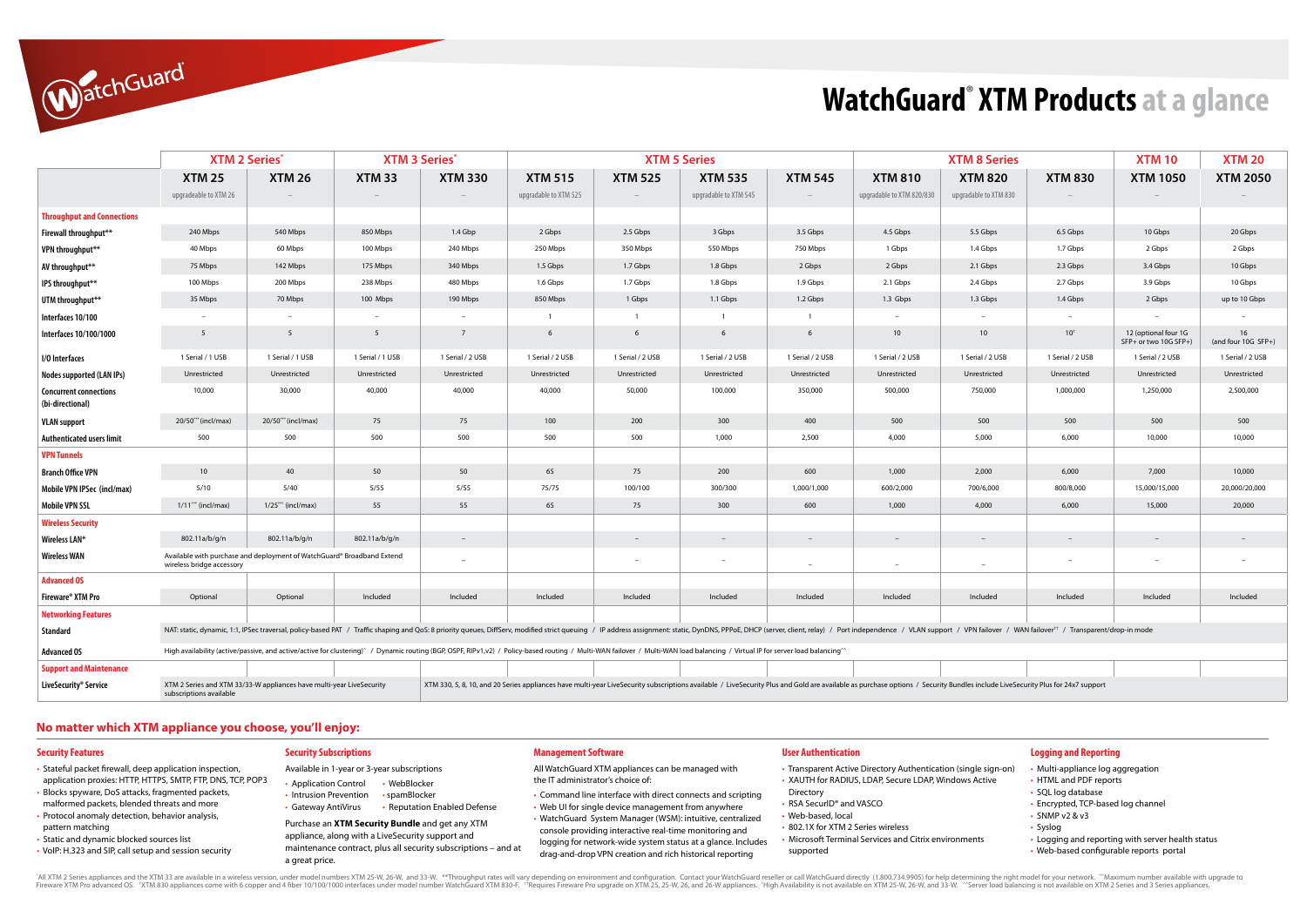# WatchGuard® XTM Products at a glance

| | XTM 2 Series* | | XTM 3 Series* | | XTM 5 Series | | | | XTM 8 Series | | | XTM 10 | XTM 20 |
|---|---|---|---|---|---|---|---|---|---|---|---|---|---|
| | XTM 25 | XTM 26 | XTM 33 | XTM 330 | XTM 515 | XTM 525 | XTM 535 | XTM 545 | XTM 810 | XTM 820 | XTM 830 | XTM 1050 | XTM 2050 |
| | upgradeable to XTM 26 | – | – | – | upgradable to XTM 525 | – | upgradable to XTM 545 | – | upgradable to XTM 820/830 | upgradable to XTM 830 | – | – | – |
| **Throughput and Connections** | | | | | | | | | | | | | |
| Firewall throughput** | 240 Mbps | 540 Mbps | 850 Mbps | 1.4 Gbp | 2 Gbps | 2.5 Gbps | 3 Gbps | 3.5 Gbps | 4.5 Gbps | 5.5 Gbps | 6.5 Gbps | 10 Gbps | 20 Gbps |
| VPN throughput** | 40 Mbps | 60 Mbps | 100 Mbps | 240 Mbps | 250 Mbps | 350 Mbps | 550 Mbps | 750 Mbps | 1 Gbps | 1.4 Gbps | 1.7 Gbps | 2 Gbps | 2 Gbps |
| AV throughput** | 75 Mbps | 142 Mbps | 175 Mbps | 340 Mbps | 1.5 Gbps | 1.7 Gbps | 1.8 Gbps | 2 Gbps | 2 Gbps | 2.1 Gbps | 2.3 Gbps | 3.4 Gbps | 10 Gbps |
| IPS throughput** | 100 Mbps | 200 Mbps | 238 Mbps | 480 Mbps | 1.6 Gbps | 1.7 Gbps | 1.8 Gbps | 1.9 Gbps | 2.1 Gbps | 2.4 Gbps | 2.7 Gbps | 3.9 Gbps | 10 Gbps |
| UTM throughput** | 35 Mbps | 70 Mbps | 100 Mbps | 190 Mbps | 850 Mbps | 1 Gbps | 1.1 Gbps | 1.2 Gbps | 1.3 Gbps | 1.3 Gbps | 1.4 Gbps | 2 Gbps | up to 10 Gbps |
| Interfaces 10/100 | – | – | – | – | 1 | 1 | 1 | 1 | – | – | – | – | – |
| Interfaces 10/100/1000 | 5 | 5 | 5 | 7 | 6 | 6 | 6 | 6 | 10 | 10 | 10† | 12 (optional four 1G SFP+ or two 10G SFP+) | 16 (and four 10G SFP+) |
| I/O Interfaces | 1 Serial / 1 USB | 1 Serial / 1 USB | 1 Serial / 1 USB | 1 Serial / 2 USB | 1 Serial / 2 USB | 1 Serial / 2 USB | 1 Serial / 2 USB | 1 Serial / 2 USB | 1 Serial / 2 USB | 1 Serial / 2 USB | 1 Serial / 2 USB | 1 Serial / 2 USB | 1 Serial / 2 USB |
| Nodes supported (LAN IPs) | Unrestricted | Unrestricted | Unrestricted | Unrestricted | Unrestricted | Unrestricted | Unrestricted | Unrestricted | Unrestricted | Unrestricted | Unrestricted | Unrestricted | Unrestricted |
| Concurrent connections (bi-directional) | 10,000 | 30,000 | 40,000 | 40,000 | 40,000 | 50,000 | 100,000 | 350,000 | 500,000 | 750,000 | 1,000,000 | 1,250,000 | 2,500,000 |
| VLAN support | 20/50*** (incl/max) | 20/50*** (incl/max) | 75 | 75 | 100 | 200 | 300 | 400 | 500 | 500 | 500 | 500 | 500 |
| Authenticated users limit | 500 | 500 | 500 | 500 | 500 | 500 | 1,000 | 2,500 | 4,000 | 5,000 | 6,000 | 10,000 | 10,000 |
| **VPN Tunnels** | | | | | | | | | | | | | |
| Branch Office VPN | 10 | 40 | 50 | 50 | 65 | 75 | 200 | 600 | 1,000 | 2,000 | 6,000 | 7,000 | 10,000 |
| Mobile VPN IPSec (incl/max) | 5/10 | 5/40 | 5/55 | 5/55 | 75/75 | 100/100 | 300/300 | 1,000/1,000 | 600/2,000 | 700/6,000 | 800/8,000 | 15,000/15,000 | 20,000/20,000 |
| Mobile VPN SSL | 1/11*** (incl/max) | 1/25*** (incl/max) | 55 | 55 | 65 | 75 | 300 | 600 | 1,000 | 4,000 | 6,000 | 15,000 | 20,000 |
| **Wireless Security** | | | | | | | | | | | | | |
| Wireless LAN* | 802.11a/b/g/n | 802.11a/b/g/n | 802.11a/b/g/n | – | | – | – | – | – | – | – | – | – |
| Wireless WAN | Available with purchase and deployment of WatchGuard® Broadband Extend wireless bridge accessory | | | – | | – | – | – | – | – | – | – | – |
| **Advanced OS** | | | | | | | | | | | | | |
| Fireware® XTM Pro | Optional | Optional | Included | Included | Included | Included | Included | Included | Included | Included | Included | Included | Included |
| **Networking Features** | | | | | | | | | | | | | |
| Standard | NAT: static, dynamic, 1:1, IPSec traversal, policy-based PAT / Traffic shaping and QoS: 8 priority queues, DiffServ, modified strict queuing / IP address assignment: static, DynDNS, PPPoE, DHCP (server, client, relay) / Port independence / VLAN support / VPN failover / WAN failover†† / Transparent/drop-in mode | | | | | | | | | | | | |
| Advanced OS | High availability (active/passive, and active/active for clustering)^ / Dynamic routing (BGP, OSPF, RIPv1,v2) / Policy-based routing / Multi-WAN failover / Multi-WAN load balancing / Virtual IP for server load balancing^^ | | | | | | | | | | | | |
| **Support and Maintenance** | | | | | | | | | | | | | |
| LiveSecurity® Service | XTM 2 Series and XTM 33/33-W appliances have multi-year LiveSecurity subscriptions available | | | XTM 330, 5, 8, 10, and 20 Series appliances have multi-year LiveSecurity subscriptions available / LiveSecurity Plus and Gold are available as purchase options / Security Bundles include LiveSecurity Plus for 24x7 support | | | | | | | | | |

## No matter which XTM appliance you choose, you'll enjoy:

### Security Features

- Stateful packet firewall, deep application inspection, application proxies: HTTP, HTTPS, SMTP, FTP, DNS, TCP, POP3
- Blocks spyware, DoS attacks, fragmented packets, malformed packets, blended threats and more
- Protocol anomaly detection, behavior analysis, pattern matching
- Static and dynamic blocked sources list
- VoIP: H.323 and SIP, call setup and session security

### Security Subscriptions

Available in 1-year or 3-year subscriptions

- Application Control
- Intrusion Prevention
- Gateway AntiVirus
- WebBlocker
- spamBlocker
- Reputation Enabled Defense

Purchase an **XTM Security Bundle** and get any XTM appliance, along with a LiveSecurity support and maintenance contract, plus all security subscriptions – and at a great price.

### Management Software

All WatchGuard XTM appliances can be managed with the IT administrator's choice of:

- Command line interface with direct connects and scripting
- Web UI for single device management from anywhere
- WatchGuard System Manager (WSM): intuitive, centralized console providing interactive real-time monitoring and logging for network-wide system status at a glance. Includes drag-and-drop VPN creation and rich historical reporting

### User Authentication

- Transparent Active Directory Authentication (single sign-on)
- XAUTH for RADIUS, LDAP, Secure LDAP, Windows Active Directory
- RSA SecurID® and VASCO
- Web-based, local
- 802.1X for XTM 2 Series wireless
- Microsoft Terminal Services and Citrix environments supported

### Logging and Reporting

- Multi-appliance log aggregation
- HTML and PDF reports
- SQL log database
- Encrypted, TCP-based log channel
- SNMP v2 & v3
- Syslog
- Logging and reporting with server health status
- Web-based configurable reports portal

*All XTM 2 Series appliances and the XTM 33 are available in a wireless version, under model numbers XTM 25-W, 26-W, and 33-W. **Throughput rates will vary depending on environment and configuration. Contact your WatchGuard reseller or call WatchGuard directly (1.800.734.9905) for help determining the right model for your network. ***Maximum number available with upgrade to Fireware XTM Pro advanced OS. †XTM 830 appliances come with 6 copper and 4 fiber 10/100/1000 interfaces under model number WatchGuard XTM 830-F. ††Requires Fireware Pro upgrade on XTM 25, 25-W, 26, and 26-W appliances. ^High Availability is not available on XTM 25-W, 26-W, and 33-W. ^^Server load balancing is not available on XTM 2 Series and 3 Series appliances.